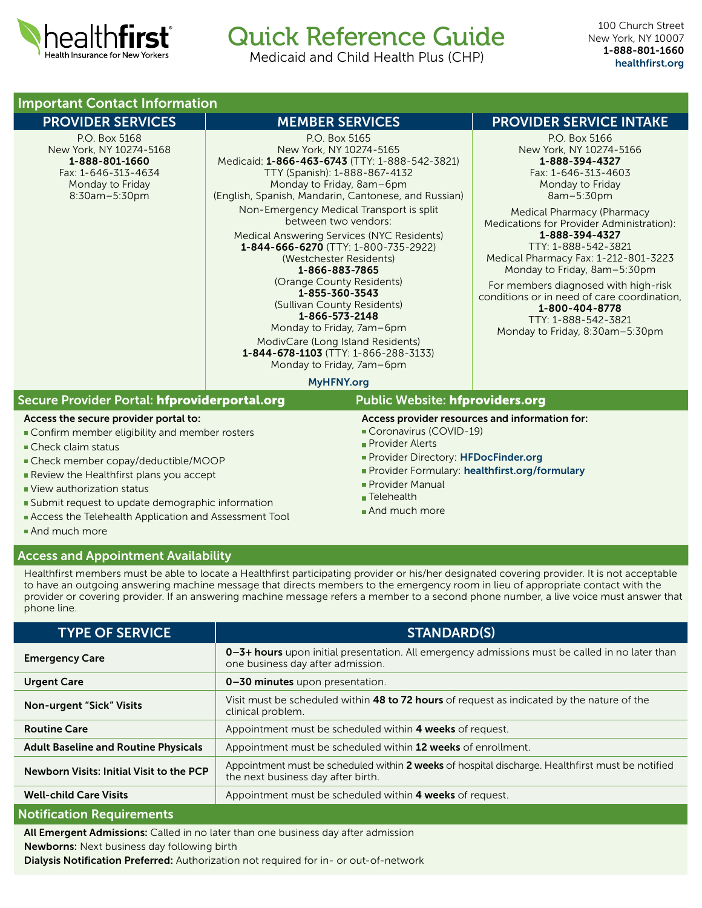healthfirst
Health Insurance for New Yorkers

# Quick Reference Guide

Medicaid and Child Health Plus (CHP)

100 Church Street
New York, NY 10007
**1-888-801-1660**
**healthfirst.org**

## Important Contact Information

### PROVIDER SERVICES

P.O. Box 5168
New York, NY 10274-5168
**1-888-801-1660**
Fax: 1-646-313-4634
Monday to Friday
8:30am–5:30pm

### MEMBER SERVICES

P.O. Box 5165
New York, NY 10274-5165
Medicaid: **1-866-463-6743** (TTY: 1-888-542-3821)
TTY (Spanish): 1-888-867-4132
Monday to Friday, 8am–6pm
(English, Spanish, Mandarin, Cantonese, and Russian)

Non-Emergency Medical Transport is split between two vendors:

Medical Answering Services (NYC Residents)
**1-844-666-6270** (TTY: 1-800-735-2922)
(Westchester Residents)
**1-866-883-7865**
(Orange County Residents)
**1-855-360-3543**
(Sullivan County Residents)
**1-866-573-2148**
Monday to Friday, 7am–6pm

ModivCare (Long Island Residents)
**1-844-678-1103** (TTY: 1-866-288-3133)
Monday to Friday, 7am–6pm

**MyHFNY.org**

### PROVIDER SERVICE INTAKE

P.O. Box 5166
New York, NY 10274-5166
**1-888-394-4327**
Fax: 1-646-313-4603
Monday to Friday
8am–5:30pm

Medical Pharmacy (Pharmacy Medications for Provider Administration):
**1-888-394-4327**
TTY: 1-888-542-3821
Medical Pharmacy Fax: 1-212-801-3223
Monday to Friday, 8am–5:30pm

For members diagnosed with high-risk conditions or in need of care coordination,
**1-800-404-8778**
TTY: 1-888-542-3821
Monday to Friday, 8:30am–5:30pm

## Secure Provider Portal: hfproviderportal.org

**Access the secure provider portal to:**

- Confirm member eligibility and member rosters
- Check claim status
- Check member copay/deductible/MOOP
- Review the Healthfirst plans you accept
- View authorization status
- Submit request to update demographic information
- Access the Telehealth Application and Assessment Tool
- And much more

## Public Website: hfproviders.org

**Access provider resources and information for:**

- Coronavirus (COVID-19)
- Provider Alerts
- Provider Directory: **HFDocFinder.org**
- Provider Formulary: **healthfirst.org/formulary**
- Provider Manual
- Telehealth
- And much more

## Access and Appointment Availability

Healthfirst members must be able to locate a Healthfirst participating provider or his/her designated covering provider. It is not acceptable to have an outgoing answering machine message that directs members to the emergency room in lieu of appropriate contact with the provider or covering provider. If an answering machine message refers a member to a second phone number, a live voice must answer that phone line.

| TYPE OF SERVICE | STANDARD(S) |
|---|---|
| **Emergency Care** | **0–3+ hours** upon initial presentation. All emergency admissions must be called in no later than one business day after admission. |
| **Urgent Care** | **0–30 minutes** upon presentation. |
| **Non-urgent "Sick" Visits** | Visit must be scheduled within **48 to 72 hours** of request as indicated by the nature of the clinical problem. |
| **Routine Care** | Appointment must be scheduled within **4 weeks** of request. |
| **Adult Baseline and Routine Physicals** | Appointment must be scheduled within **12 weeks** of enrollment. |
| **Newborn Visits: Initial Visit to the PCP** | Appointment must be scheduled within **2 weeks** of hospital discharge. Healthfirst must be notified the next business day after birth. |
| **Well-child Care Visits** | Appointment must be scheduled within **4 weeks** of request. |

## Notification Requirements

**All Emergent Admissions:** Called in no later than one business day after admission
**Newborns:** Next business day following birth
**Dialysis Notification Preferred:** Authorization not required for in- or out-of-network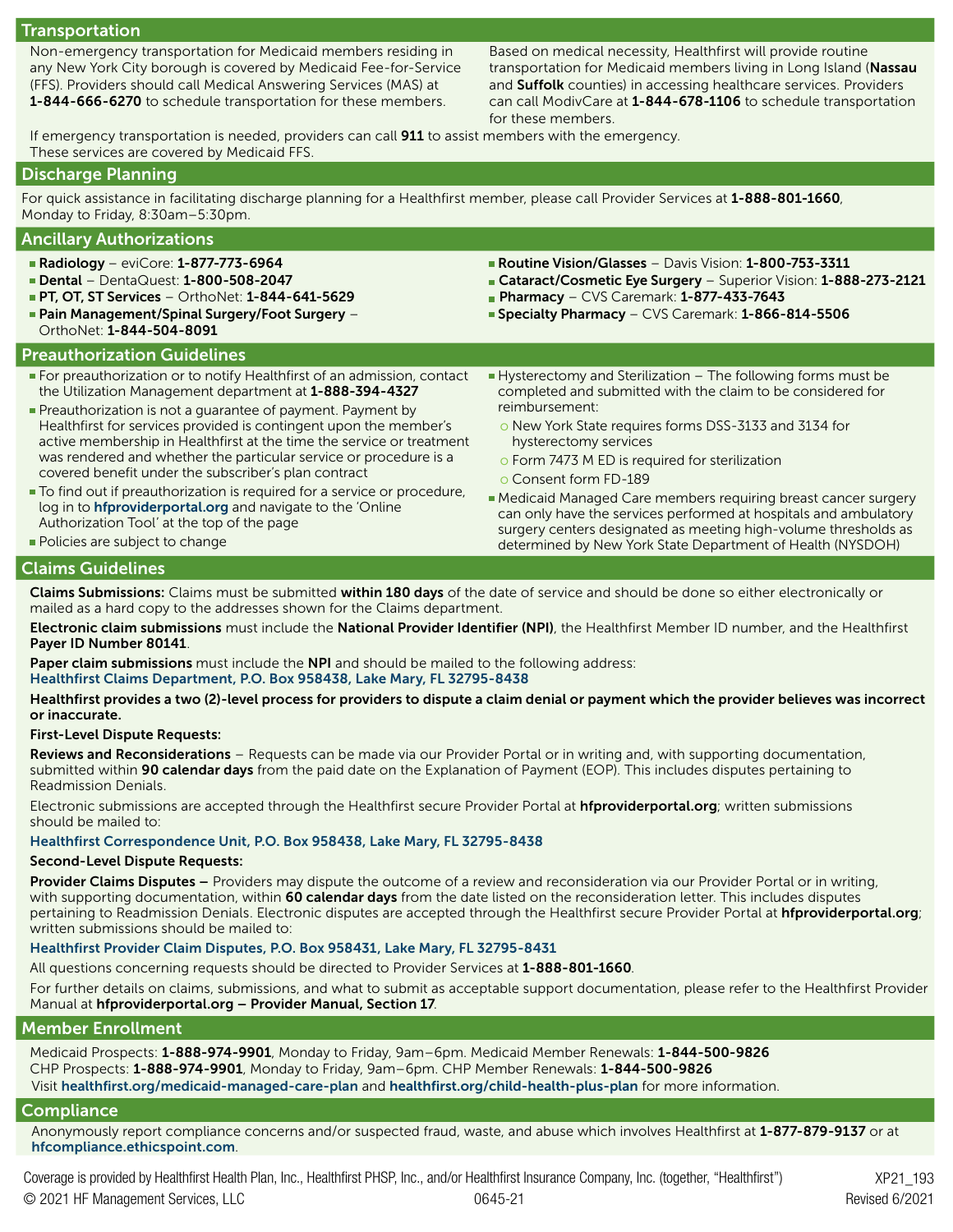## Transportation

Non-emergency transportation for Medicaid members residing in any New York City borough is covered by Medicaid Fee-for-Service (FFS). Providers should call Medical Answering Services (MAS) at **1-844-666-6270** to schedule transportation for these members.

Based on medical necessity, Healthfirst will provide routine transportation for Medicaid members living in Long Island (**Nassau** and **Suffolk** counties) in accessing healthcare services. Providers can call ModivCare at **1-844-678-1106** to schedule transportation for these members.

If emergency transportation is needed, providers can call **911** to assist members with the emergency. These services are covered by Medicaid FFS.

## Discharge Planning

For quick assistance in facilitating discharge planning for a Healthfirst member, please call Provider Services at **1-888-801-1660**, Monday to Friday, 8:30am–5:30pm.

## Ancillary Authorizations

- **Radiology** – eviCore: **1-877-773-6964**
- **Dental** – DentaQuest: **1-800-508-2047**
- **PT, OT, ST Services** – OrthoNet: **1-844-641-5629**
- **Pain Management/Spinal Surgery/Foot Surgery** – OrthoNet: **1-844-504-8091**
- **Routine Vision/Glasses** – Davis Vision: **1-800-753-3311**
- **Cataract/Cosmetic Eye Surgery** – Superior Vision: **1-888-273-2121**
- **Pharmacy** – CVS Caremark: **1-877-433-7643**
- **Specialty Pharmacy** – CVS Caremark: **1-866-814-5506**

## Preauthorization Guidelines

- For preauthorization or to notify Healthfirst of an admission, contact the Utilization Management department at **1-888-394-4327**
- Preauthorization is not a guarantee of payment. Payment by Healthfirst for services provided is contingent upon the member's active membership in Healthfirst at the time the service or treatment was rendered and whether the particular service or procedure is a covered benefit under the subscriber's plan contract
- To find out if preauthorization is required for a service or procedure, log in to **hfproviderportal.org** and navigate to the 'Online Authorization Tool' at the top of the page
- Policies are subject to change
- Hysterectomy and Sterilization – The following forms must be completed and submitted with the claim to be considered for reimbursement:
  - New York State requires forms DSS-3133 and 3134 for hysterectomy services
  - Form 7473 M ED is required for sterilization
  - Consent form FD-189
- Medicaid Managed Care members requiring breast cancer surgery can only have the services performed at hospitals and ambulatory surgery centers designated as meeting high-volume thresholds as determined by New York State Department of Health (NYSDOH)

## Claims Guidelines

**Claims Submissions:** Claims must be submitted **within 180 days** of the date of service and should be done so either electronically or mailed as a hard copy to the addresses shown for the Claims department.

**Electronic claim submissions** must include the **National Provider Identifier (NPI)**, the Healthfirst Member ID number, and the Healthfirst **Payer ID Number 80141**.

**Paper claim submissions** must include the **NPI** and should be mailed to the following address:
**Healthfirst Claims Department, P.O. Box 958438, Lake Mary, FL 32795-8438**

**Healthfirst provides a two (2)-level process for providers to dispute a claim denial or payment which the provider believes was incorrect or inaccurate.**

**First-Level Dispute Requests:**

**Reviews and Reconsiderations** – Requests can be made via our Provider Portal or in writing and, with supporting documentation, submitted within **90 calendar days** from the paid date on the Explanation of Payment (EOP). This includes disputes pertaining to Readmission Denials.

Electronic submissions are accepted through the Healthfirst secure Provider Portal at **hfproviderportal.org**; written submissions should be mailed to:

**Healthfirst Correspondence Unit, P.O. Box 958438, Lake Mary, FL 32795-8438**

**Second-Level Dispute Requests:**

**Provider Claims Disputes –** Providers may dispute the outcome of a review and reconsideration via our Provider Portal or in writing, with supporting documentation, within **60 calendar days** from the date listed on the reconsideration letter. This includes disputes pertaining to Readmission Denials. Electronic disputes are accepted through the Healthfirst secure Provider Portal at **hfproviderportal.org**; written submissions should be mailed to:

**Healthfirst Provider Claim Disputes, P.O. Box 958431, Lake Mary, FL 32795-8431**

All questions concerning requests should be directed to Provider Services at **1-888-801-1660**.

For further details on claims, submissions, and what to submit as acceptable support documentation, please refer to the Healthfirst Provider Manual at **hfproviderportal.org – Provider Manual, Section 17**.

## Member Enrollment

Medicaid Prospects: **1-888-974-9901**, Monday to Friday, 9am–6pm. Medicaid Member Renewals: **1-844-500-9826**
CHP Prospects: **1-888-974-9901**, Monday to Friday, 9am–6pm. CHP Member Renewals: **1-844-500-9826**
Visit **healthfirst.org/medicaid-managed-care-plan** and **healthfirst.org/child-health-plus-plan** for more information.

## Compliance

Anonymously report compliance concerns and/or suspected fraud, waste, and abuse which involves Healthfirst at **1-877-879-9137** or at **hfcompliance.ethicspoint.com**.

Coverage is provided by Healthfirst Health Plan, Inc., Healthfirst PHSP, Inc., and/or Healthfirst Insurance Company, Inc. (together, "Healthfirst")
© 2021 HF Management Services, LLC 0645-21

XP21_193
Revised 6/2021